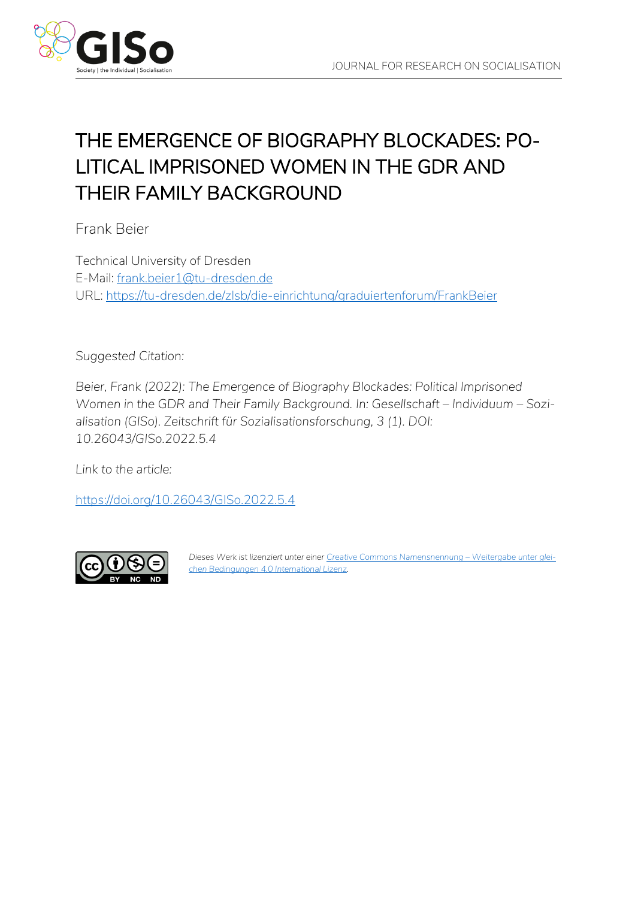JOURNAL FOR RESEARCH ON SOCIALISATION

# THE EMERGENCE OF BIOGRAPHY BLOCKADES: POLITICAL IMPRISONED WOMEN IN THE GDR AND THEIR FAMILY BACKGROUND

Frank Beier

Technical University of Dresden
E-Mail: frank.beier1@tu-dresden.de
URL: https://tu-dresden.de/zlsb/die-einrichtung/graduiertenforum/FrankBeier

*Suggested Citation:*

*Beier, Frank (2022): The Emergence of Biography Blockades: Political Imprisoned Women in the GDR and Their Family Background. In: Gesellschaft – Individuum – Sozialisation (GISo). Zeitschrift für Sozialisationsforschung, 3 (1). DOI: 10.26043/GISo.2022.5.4*

*Link to the article:*

https://doi.org/10.26043/GISo.2022.5.4

*Dieses Werk ist lizenziert unter einer* Creative Commons Namensnennung – Weitergabe unter gleichen Bedingungen 4.0 International Lizenz.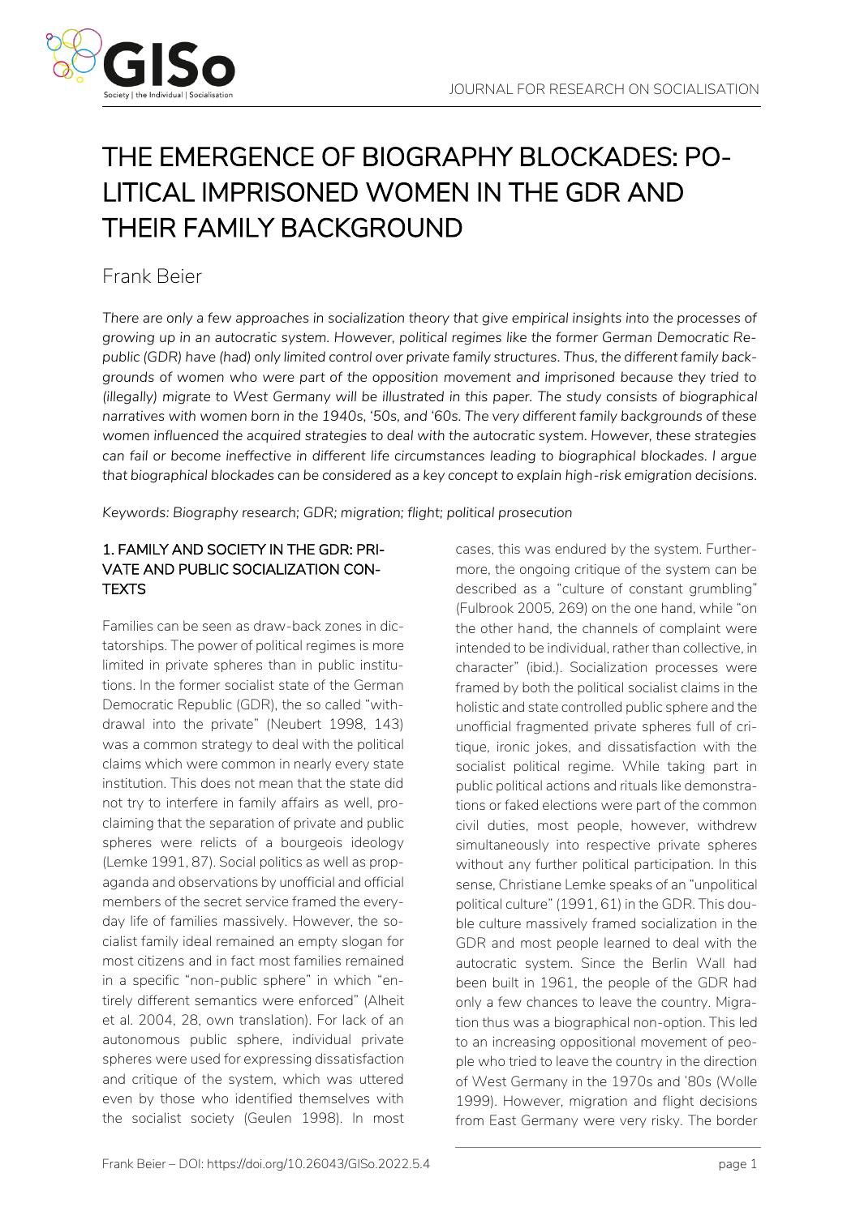# THE EMERGENCE OF BIOGRAPHY BLOCKADES: POLITICAL IMPRISONED WOMEN IN THE GDR AND THEIR FAMILY BACKGROUND

Frank Beier

*There are only a few approaches in socialization theory that give empirical insights into the processes of growing up in an autocratic system. However, political regimes like the former German Democratic Republic (GDR) have (had) only limited control over private family structures. Thus, the different family backgrounds of women who were part of the opposition movement and imprisoned because they tried to (illegally) migrate to West Germany will be illustrated in this paper. The study consists of biographical narratives with women born in the 1940s, '50s, and '60s. The very different family backgrounds of these women influenced the acquired strategies to deal with the autocratic system. However, these strategies can fail or become ineffective in different life circumstances leading to biographical blockades. I argue that biographical blockades can be considered as a key concept to explain high-risk emigration decisions.*

*Keywords: Biography research; GDR; migration; flight; political prosecution*

## 1. FAMILY AND SOCIETY IN THE GDR: PRIVATE AND PUBLIC SOCIALIZATION CONTEXTS

Families can be seen as draw-back zones in dictatorships. The power of political regimes is more limited in private spheres than in public institutions. In the former socialist state of the German Democratic Republic (GDR), the so called "withdrawal into the private" (Neubert 1998, 143) was a common strategy to deal with the political claims which were common in nearly every state institution. This does not mean that the state did not try to interfere in family affairs as well, proclaiming that the separation of private and public spheres were relicts of a bourgeois ideology (Lemke 1991, 87). Social politics as well as propaganda and observations by unofficial and official members of the secret service framed the everyday life of families massively. However, the socialist family ideal remained an empty slogan for most citizens and in fact most families remained in a specific "non-public sphere" in which "entirely different semantics were enforced" (Alheit et al. 2004, 28, own translation). For lack of an autonomous public sphere, individual private spheres were used for expressing dissatisfaction and critique of the system, which was uttered even by those who identified themselves with the socialist society (Geulen 1998). In most cases, this was endured by the system. Furthermore, the ongoing critique of the system can be described as a "culture of constant grumbling" (Fulbrook 2005, 269) on the one hand, while "on the other hand, the channels of complaint were intended to be individual, rather than collective, in character" (ibid.). Socialization processes were framed by both the political socialist claims in the holistic and state controlled public sphere and the unofficial fragmented private spheres full of critique, ironic jokes, and dissatisfaction with the socialist political regime. While taking part in public political actions and rituals like demonstrations or faked elections were part of the common civil duties, most people, however, withdrew simultaneously into respective private spheres without any further political participation. In this sense, Christiane Lemke speaks of an "unpolitical political culture" (1991, 61) in the GDR. This double culture massively framed socialization in the GDR and most people learned to deal with the autocratic system. Since the Berlin Wall had been built in 1961, the people of the GDR had only a few chances to leave the country. Migration thus was a biographical non-option. This led to an increasing oppositional movement of people who tried to leave the country in the direction of West Germany in the 1970s and '80s (Wolle 1999). However, migration and flight decisions from East Germany were very risky. The border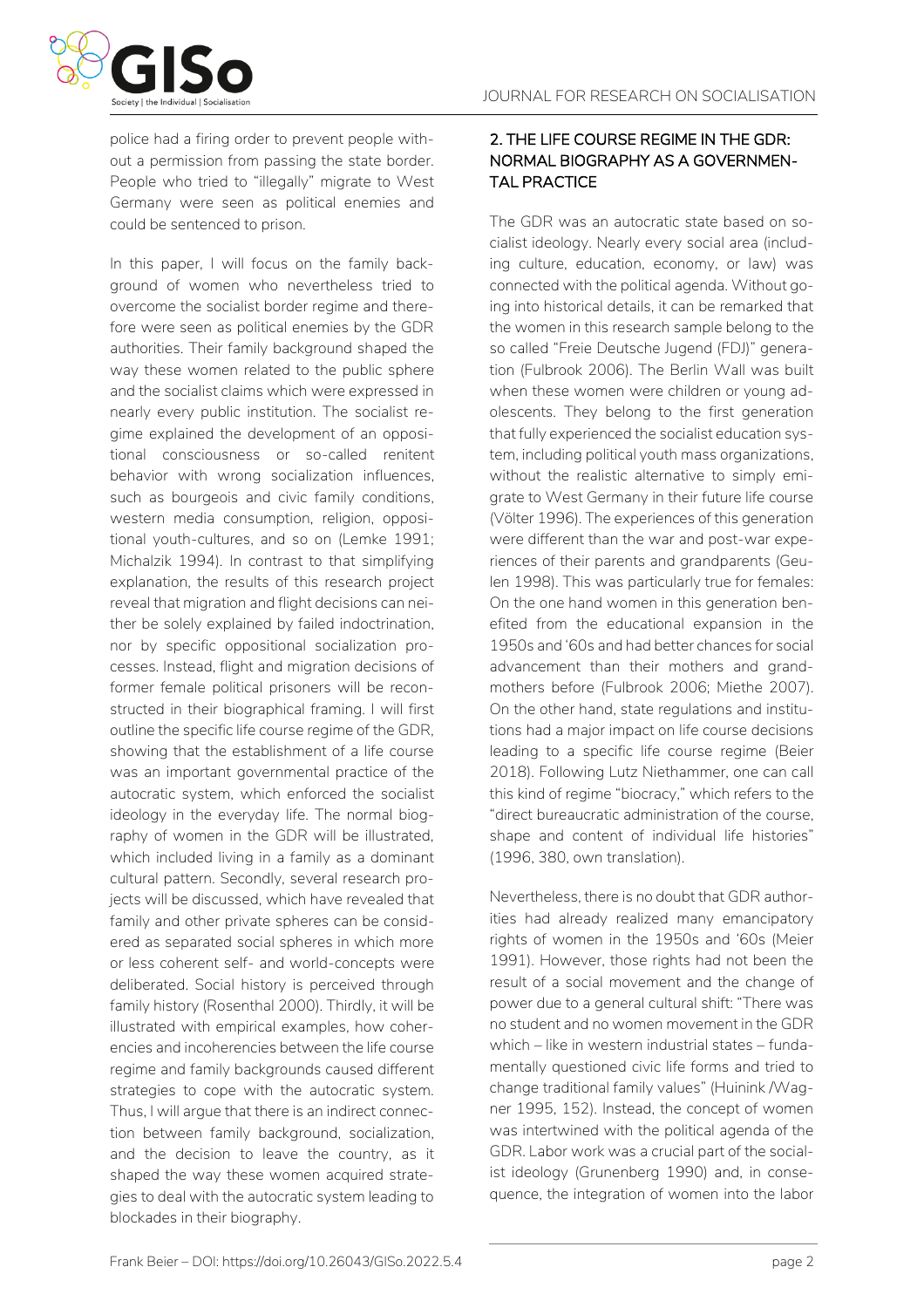police had a firing order to prevent people without a permission from passing the state border. People who tried to "illegally" migrate to West Germany were seen as political enemies and could be sentenced to prison.

In this paper, I will focus on the family background of women who nevertheless tried to overcome the socialist border regime and therefore were seen as political enemies by the GDR authorities. Their family background shaped the way these women related to the public sphere and the socialist claims which were expressed in nearly every public institution. The socialist regime explained the development of an oppositional consciousness or so-called renitent behavior with wrong socialization influences, such as bourgeois and civic family conditions, western media consumption, religion, oppositional youth-cultures, and so on (Lemke 1991; Michalzik 1994). In contrast to that simplifying explanation, the results of this research project reveal that migration and flight decisions can neither be solely explained by failed indoctrination, nor by specific oppositional socialization processes. Instead, flight and migration decisions of former female political prisoners will be reconstructed in their biographical framing. I will first outline the specific life course regime of the GDR, showing that the establishment of a life course was an important governmental practice of the autocratic system, which enforced the socialist ideology in the everyday life. The normal biography of women in the GDR will be illustrated, which included living in a family as a dominant cultural pattern. Secondly, several research projects will be discussed, which have revealed that family and other private spheres can be considered as separated social spheres in which more or less coherent self- and world-concepts were deliberated. Social history is perceived through family history (Rosenthal 2000). Thirdly, it will be illustrated with empirical examples, how coherencies and incoherencies between the life course regime and family backgrounds caused different strategies to cope with the autocratic system. Thus, I will argue that there is an indirect connection between family background, socialization, and the decision to leave the country, as it shaped the way these women acquired strategies to deal with the autocratic system leading to blockades in their biography.

## 2. THE LIFE COURSE REGIME IN THE GDR: NORMAL BIOGRAPHY AS A GOVERNMENTAL PRACTICE

The GDR was an autocratic state based on socialist ideology. Nearly every social area (including culture, education, economy, or law) was connected with the political agenda. Without going into historical details, it can be remarked that the women in this research sample belong to the so called "Freie Deutsche Jugend (FDJ)" generation (Fulbrook 2006). The Berlin Wall was built when these women were children or young adolescents. They belong to the first generation that fully experienced the socialist education system, including political youth mass organizations, without the realistic alternative to simply emigrate to West Germany in their future life course (Völter 1996). The experiences of this generation were different than the war and post-war experiences of their parents and grandparents (Geulen 1998). This was particularly true for females: On the one hand women in this generation benefited from the educational expansion in the 1950s and '60s and had better chances for social advancement than their mothers and grandmothers before (Fulbrook 2006; Miethe 2007). On the other hand, state regulations and institutions had a major impact on life course decisions leading to a specific life course regime (Beier 2018). Following Lutz Niethammer, one can call this kind of regime "biocracy," which refers to the "direct bureaucratic administration of the course, shape and content of individual life histories" (1996, 380, own translation).

Nevertheless, there is no doubt that GDR authorities had already realized many emancipatory rights of women in the 1950s and '60s (Meier 1991). However, those rights had not been the result of a social movement and the change of power due to a general cultural shift: "There was no student and no women movement in the GDR which – like in western industrial states – fundamentally questioned civic life forms and tried to change traditional family values" (Huinink /Wagner 1995, 152). Instead, the concept of women was intertwined with the political agenda of the GDR. Labor work was a crucial part of the socialist ideology (Grunenberg 1990) and, in consequence, the integration of women into the labor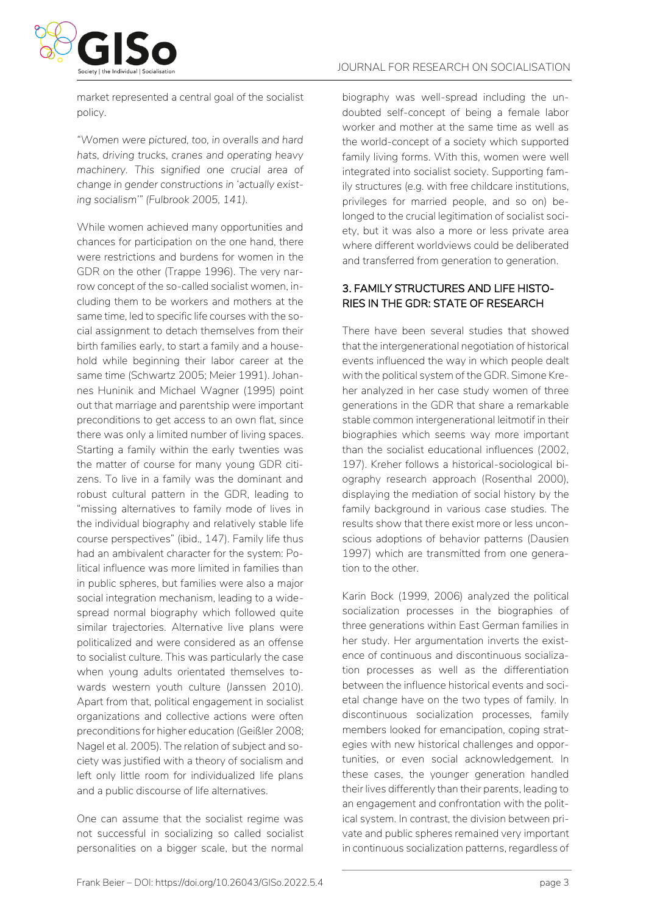market represented a central goal of the socialist policy.

"*Women were pictured, too, in overalls and hard hats, driving trucks, cranes and operating heavy machinery. This signified one crucial area of change in gender constructions in 'actually existing socialism'*" (Fulbrook 2005, 141).

While women achieved many opportunities and chances for participation on the one hand, there were restrictions and burdens for women in the GDR on the other (Trappe 1996). The very narrow concept of the so-called socialist women, including them to be workers and mothers at the same time, led to specific life courses with the social assignment to detach themselves from their birth families early, to start a family and a household while beginning their labor career at the same time (Schwartz 2005; Meier 1991). Johannes Huninik and Michael Wagner (1995) point out that marriage and parentship were important preconditions to get access to an own flat, since there was only a limited number of living spaces. Starting a family within the early twenties was the matter of course for many young GDR citizens. To live in a family was the dominant and robust cultural pattern in the GDR, leading to "missing alternatives to family mode of lives in the individual biography and relatively stable life course perspectives" (ibid., 147). Family life thus had an ambivalent character for the system: Political influence was more limited in families than in public spheres, but families were also a major social integration mechanism, leading to a widespread normal biography which followed quite similar trajectories. Alternative live plans were politicalized and were considered as an offense to socialist culture. This was particularly the case when young adults orientated themselves towards western youth culture (Janssen 2010). Apart from that, political engagement in socialist organizations and collective actions were often preconditions for higher education (Geißler 2008; Nagel et al. 2005). The relation of subject and society was justified with a theory of socialism and left only little room for individualized life plans and a public discourse of life alternatives.

One can assume that the socialist regime was not successful in socializing so called socialist personalities on a bigger scale, but the normal biography was well-spread including the undoubted self-concept of being a female labor worker and mother at the same time as well as the world-concept of a society which supported family living forms. With this, women were well integrated into socialist society. Supporting family structures (e.g. with free childcare institutions, privileges for married people, and so on) belonged to the crucial legitimation of socialist society, but it was also a more or less private area where different worldviews could be deliberated and transferred from generation to generation.

## 3. FAMILY STRUCTURES AND LIFE HISTORIES IN THE GDR: STATE OF RESEARCH

There have been several studies that showed that the intergenerational negotiation of historical events influenced the way in which people dealt with the political system of the GDR. Simone Kreher analyzed in her case study women of three generations in the GDR that share a remarkable stable common intergenerational leitmotif in their biographies which seems way more important than the socialist educational influences (2002, 197). Kreher follows a historical-sociological biography research approach (Rosenthal 2000), displaying the mediation of social history by the family background in various case studies. The results show that there exist more or less unconscious adoptions of behavior patterns (Dausien 1997) which are transmitted from one generation to the other.

Karin Bock (1999, 2006) analyzed the political socialization processes in the biographies of three generations within East German families in her study. Her argumentation inverts the existence of continuous and discontinuous socialization processes as well as the differentiation between the influence historical events and societal change have on the two types of family. In discontinuous socialization processes, family members looked for emancipation, coping strategies with new historical challenges and opportunities, or even social acknowledgement. In these cases, the younger generation handled their lives differently than their parents, leading to an engagement and confrontation with the political system. In contrast, the division between private and public spheres remained very important in continuous socialization patterns, regardless of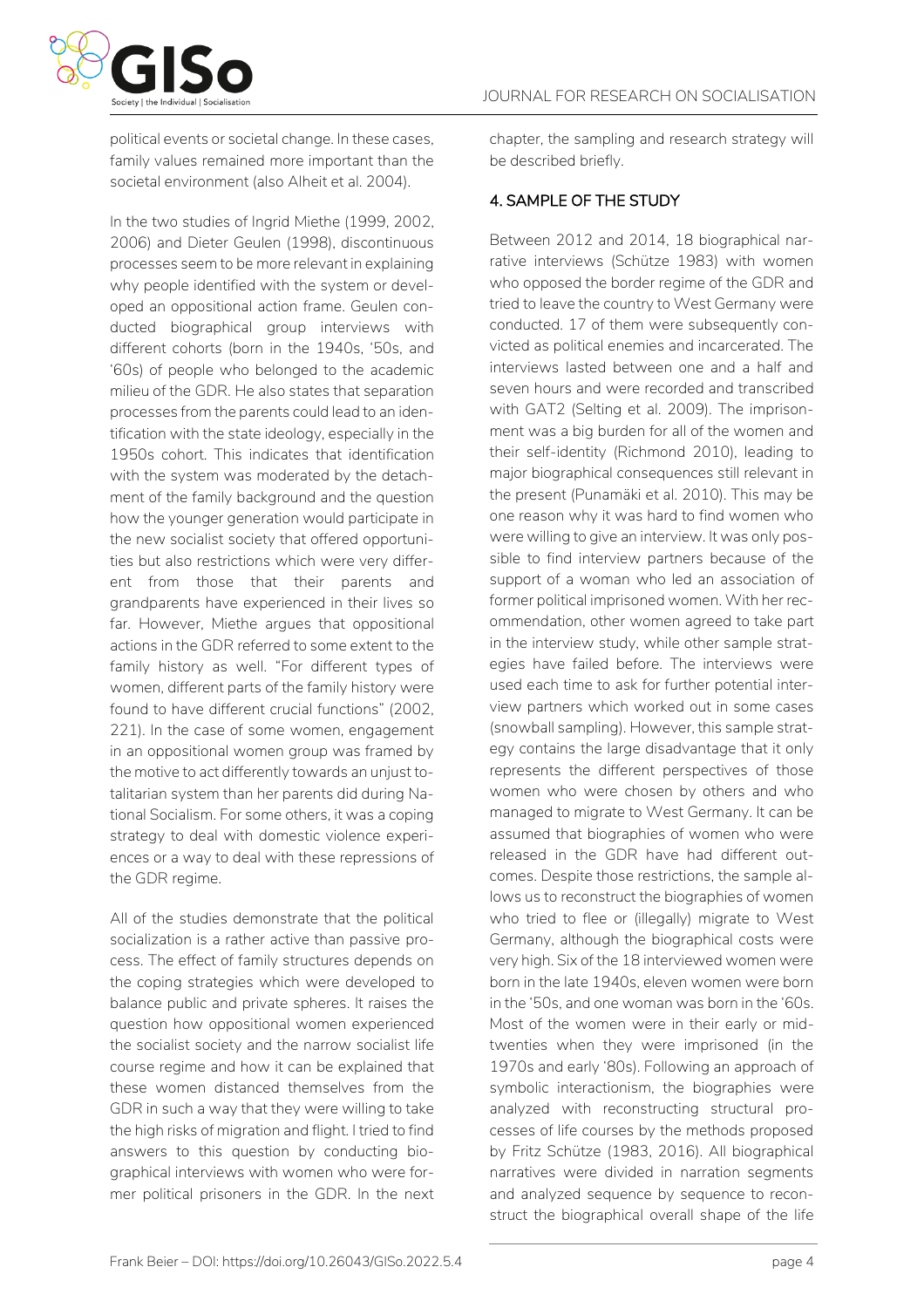political events or societal change. In these cases, family values remained more important than the societal environment (also Alheit et al. 2004).

In the two studies of Ingrid Miethe (1999, 2002, 2006) and Dieter Geulen (1998), discontinuous processes seem to be more relevant in explaining why people identified with the system or developed an oppositional action frame. Geulen conducted biographical group interviews with different cohorts (born in the 1940s, '50s, and '60s) of people who belonged to the academic milieu of the GDR. He also states that separation processes from the parents could lead to an identification with the state ideology, especially in the 1950s cohort. This indicates that identification with the system was moderated by the detachment of the family background and the question how the younger generation would participate in the new socialist society that offered opportunities but also restrictions which were very different from those that their parents and grandparents have experienced in their lives so far. However, Miethe argues that oppositional actions in the GDR referred to some extent to the family history as well. "For different types of women, different parts of the family history were found to have different crucial functions" (2002, 221). In the case of some women, engagement in an oppositional women group was framed by the motive to act differently towards an unjust totalitarian system than her parents did during National Socialism. For some others, it was a coping strategy to deal with domestic violence experiences or a way to deal with these repressions of the GDR regime.

All of the studies demonstrate that the political socialization is a rather active than passive process. The effect of family structures depends on the coping strategies which were developed to balance public and private spheres. It raises the question how oppositional women experienced the socialist society and the narrow socialist life course regime and how it can be explained that these women distanced themselves from the GDR in such a way that they were willing to take the high risks of migration and flight. I tried to find answers to this question by conducting biographical interviews with women who were former political prisoners in the GDR. In the next chapter, the sampling and research strategy will be described briefly.

## 4. SAMPLE OF THE STUDY

Between 2012 and 2014, 18 biographical narrative interviews (Schütze 1983) with women who opposed the border regime of the GDR and tried to leave the country to West Germany were conducted. 17 of them were subsequently convicted as political enemies and incarcerated. The interviews lasted between one and a half and seven hours and were recorded and transcribed with GAT2 (Selting et al. 2009). The imprisonment was a big burden for all of the women and their self-identity (Richmond 2010), leading to major biographical consequences still relevant in the present (Punamäki et al. 2010). This may be one reason why it was hard to find women who were willing to give an interview. It was only possible to find interview partners because of the support of a woman who led an association of former political imprisoned women. With her recommendation, other women agreed to take part in the interview study, while other sample strategies have failed before. The interviews were used each time to ask for further potential interview partners which worked out in some cases (snowball sampling). However, this sample strategy contains the large disadvantage that it only represents the different perspectives of those women who were chosen by others and who managed to migrate to West Germany. It can be assumed that biographies of women who were released in the GDR have had different outcomes. Despite those restrictions, the sample allows us to reconstruct the biographies of women who tried to flee or (illegally) migrate to West Germany, although the biographical costs were very high. Six of the 18 interviewed women were born in the late 1940s, eleven women were born in the '50s, and one woman was born in the '60s. Most of the women were in their early or mid-twenties when they were imprisoned (in the 1970s and early '80s). Following an approach of symbolic interactionism, the biographies were analyzed with reconstructing structural processes of life courses by the methods proposed by Fritz Schütze (1983, 2016). All biographical narratives were divided in narration segments and analyzed sequence by sequence to reconstruct the biographical overall shape of the life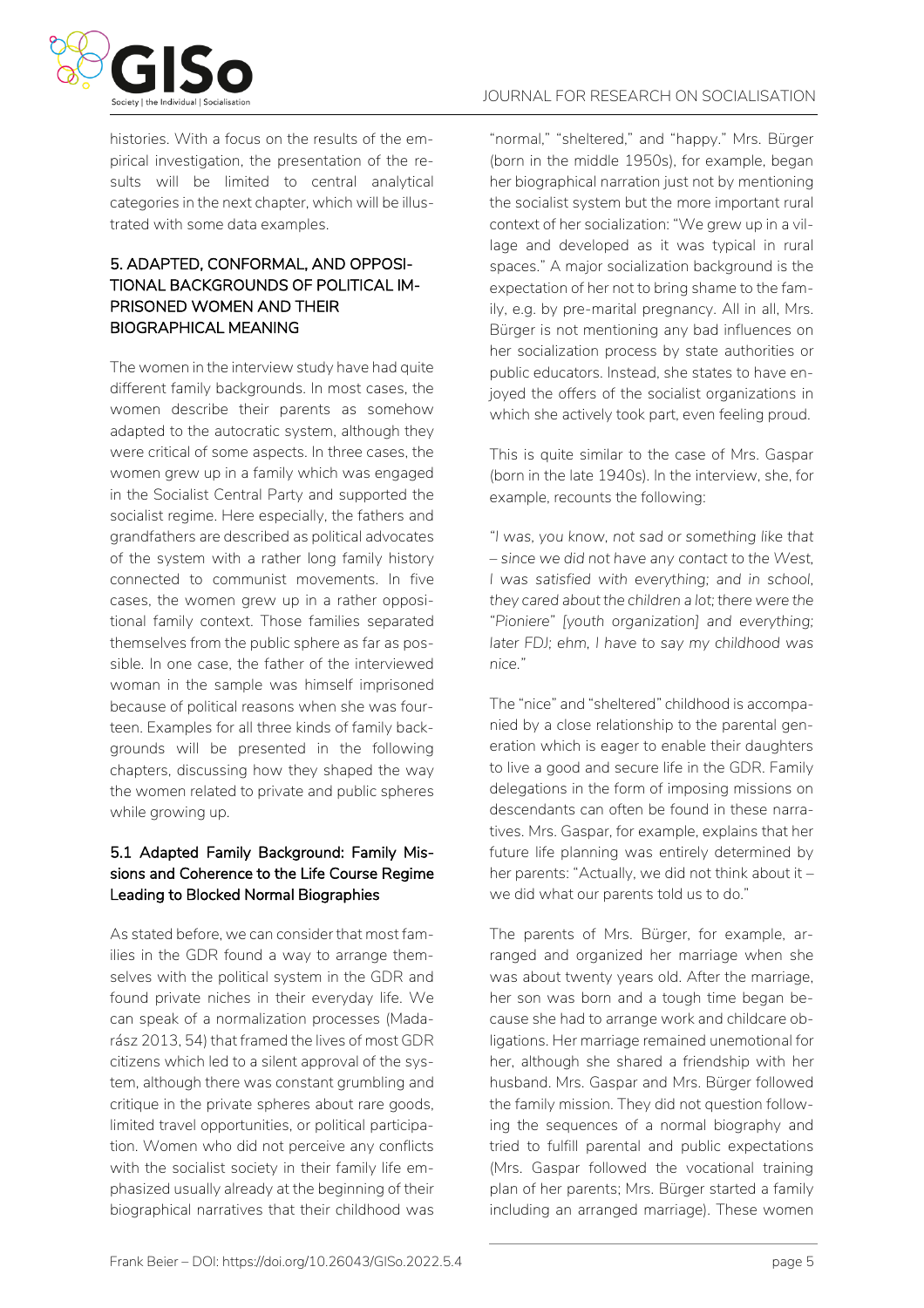histories. With a focus on the results of the empirical investigation, the presentation of the results will be limited to central analytical categories in the next chapter, which will be illustrated with some data examples.

## 5. ADAPTED, CONFORMAL, AND OPPOSITIONAL BACKGROUNDS OF POLITICAL IMPRISONED WOMEN AND THEIR BIOGRAPHICAL MEANING

The women in the interview study have had quite different family backgrounds. In most cases, the women describe their parents as somehow adapted to the autocratic system, although they were critical of some aspects. In three cases, the women grew up in a family which was engaged in the Socialist Central Party and supported the socialist regime. Here especially, the fathers and grandfathers are described as political advocates of the system with a rather long family history connected to communist movements. In five cases, the women grew up in a rather oppositional family context. Those families separated themselves from the public sphere as far as possible. In one case, the father of the interviewed woman in the sample was himself imprisoned because of political reasons when she was fourteen. Examples for all three kinds of family backgrounds will be presented in the following chapters, discussing how they shaped the way the women related to private and public spheres while growing up.

### 5.1 Adapted Family Background: Family Missions and Coherence to the Life Course Regime Leading to Blocked Normal Biographies

As stated before, we can consider that most families in the GDR found a way to arrange themselves with the political system in the GDR and found private niches in their everyday life. We can speak of a normalization processes (Madarász 2013, 54) that framed the lives of most GDR citizens which led to a silent approval of the system, although there was constant grumbling and critique in the private spheres about rare goods, limited travel opportunities, or political participation. Women who did not perceive any conflicts with the socialist society in their family life emphasized usually already at the beginning of their biographical narratives that their childhood was "normal," "sheltered," and "happy." Mrs. Bürger (born in the middle 1950s), for example, began her biographical narration just not by mentioning the socialist system but the more important rural context of her socialization: "We grew up in a village and developed as it was typical in rural spaces." A major socialization background is the expectation of her not to bring shame to the family, e.g. by pre-marital pregnancy. All in all, Mrs. Bürger is not mentioning any bad influences on her socialization process by state authorities or public educators. Instead, she states to have enjoyed the offers of the socialist organizations in which she actively took part, even feeling proud.

This is quite similar to the case of Mrs. Gaspar (born in the late 1940s). In the interview, she, for example, recounts the following:

*"I was, you know, not sad or something like that – since we did not have any contact to the West, I was satisfied with everything; and in school, they cared about the children a lot; there were the "Pioniere" [youth organization] and everything; later FDJ; ehm, I have to say my childhood was nice."*

The "nice" and "sheltered" childhood is accompanied by a close relationship to the parental generation which is eager to enable their daughters to live a good and secure life in the GDR. Family delegations in the form of imposing missions on descendants can often be found in these narratives. Mrs. Gaspar, for example, explains that her future life planning was entirely determined by her parents: "Actually, we did not think about it – we did what our parents told us to do."

The parents of Mrs. Bürger, for example, arranged and organized her marriage when she was about twenty years old. After the marriage, her son was born and a tough time began because she had to arrange work and childcare obligations. Her marriage remained unemotional for her, although she shared a friendship with her husband. Mrs. Gaspar and Mrs. Bürger followed the family mission. They did not question following the sequences of a normal biography and tried to fulfill parental and public expectations (Mrs. Gaspar followed the vocational training plan of her parents; Mrs. Bürger started a family including an arranged marriage). These women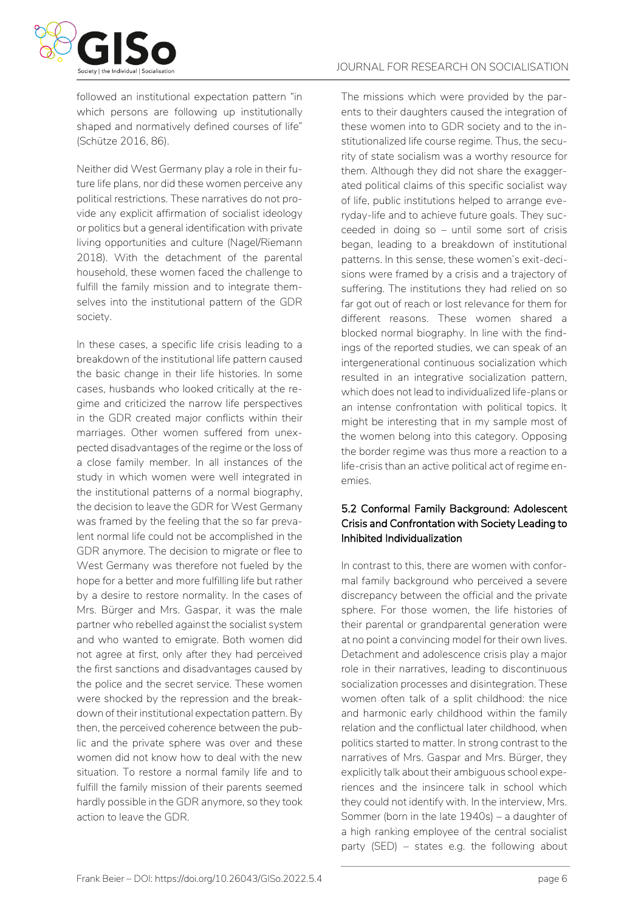followed an institutional expectation pattern "in which persons are following up institutionally shaped and normatively defined courses of life" (Schütze 2016, 86).

Neither did West Germany play a role in their future life plans, nor did these women perceive any political restrictions. These narratives do not provide any explicit affirmation of socialist ideology or politics but a general identification with private living opportunities and culture (Nagel/Riemann 2018). With the detachment of the parental household, these women faced the challenge to fulfill the family mission and to integrate themselves into the institutional pattern of the GDR society.

In these cases, a specific life crisis leading to a breakdown of the institutional life pattern caused the basic change in their life histories. In some cases, husbands who looked critically at the regime and criticized the narrow life perspectives in the GDR created major conflicts within their marriages. Other women suffered from unexpected disadvantages of the regime or the loss of a close family member. In all instances of the study in which women were well integrated in the institutional patterns of a normal biography, the decision to leave the GDR for West Germany was framed by the feeling that the so far prevalent normal life could not be accomplished in the GDR anymore. The decision to migrate or flee to West Germany was therefore not fueled by the hope for a better and more fulfilling life but rather by a desire to restore normality. In the cases of Mrs. Bürger and Mrs. Gaspar, it was the male partner who rebelled against the socialist system and who wanted to emigrate. Both women did not agree at first, only after they had perceived the first sanctions and disadvantages caused by the police and the secret service. These women were shocked by the repression and the breakdown of their institutional expectation pattern. By then, the perceived coherence between the public and the private sphere was over and these women did not know how to deal with the new situation. To restore a normal family life and to fulfill the family mission of their parents seemed hardly possible in the GDR anymore, so they took action to leave the GDR.

The missions which were provided by the parents to their daughters caused the integration of these women into to GDR society and to the institutionalized life course regime. Thus, the security of state socialism was a worthy resource for them. Although they did not share the exaggerated political claims of this specific socialist way of life, public institutions helped to arrange everyday-life and to achieve future goals. They succeeded in doing so – until some sort of crisis began, leading to a breakdown of institutional patterns. In this sense, these women's exit-decisions were framed by a crisis and a trajectory of suffering. The institutions they had relied on so far got out of reach or lost relevance for them for different reasons. These women shared a blocked normal biography. In line with the findings of the reported studies, we can speak of an intergenerational continuous socialization which resulted in an integrative socialization pattern, which does not lead to individualized life-plans or an intense confrontation with political topics. It might be interesting that in my sample most of the women belong into this category. Opposing the border regime was thus more a reaction to a life-crisis than an active political act of regime enemies.

### 5.2 Conformal Family Background: Adolescent Crisis and Confrontation with Society Leading to Inhibited Individualization

In contrast to this, there are women with conformal family background who perceived a severe discrepancy between the official and the private sphere. For those women, the life histories of their parental or grandparental generation were at no point a convincing model for their own lives. Detachment and adolescence crisis play a major role in their narratives, leading to discontinuous socialization processes and disintegration. These women often talk of a split childhood: the nice and harmonic early childhood within the family relation and the conflictual later childhood, when politics started to matter. In strong contrast to the narratives of Mrs. Gaspar and Mrs. Bürger, they explicitly talk about their ambiguous school experiences and the insincere talk in school which they could not identify with. In the interview, Mrs. Sommer (born in the late 1940s) – a daughter of a high ranking employee of the central socialist party (SED) – states e.g. the following about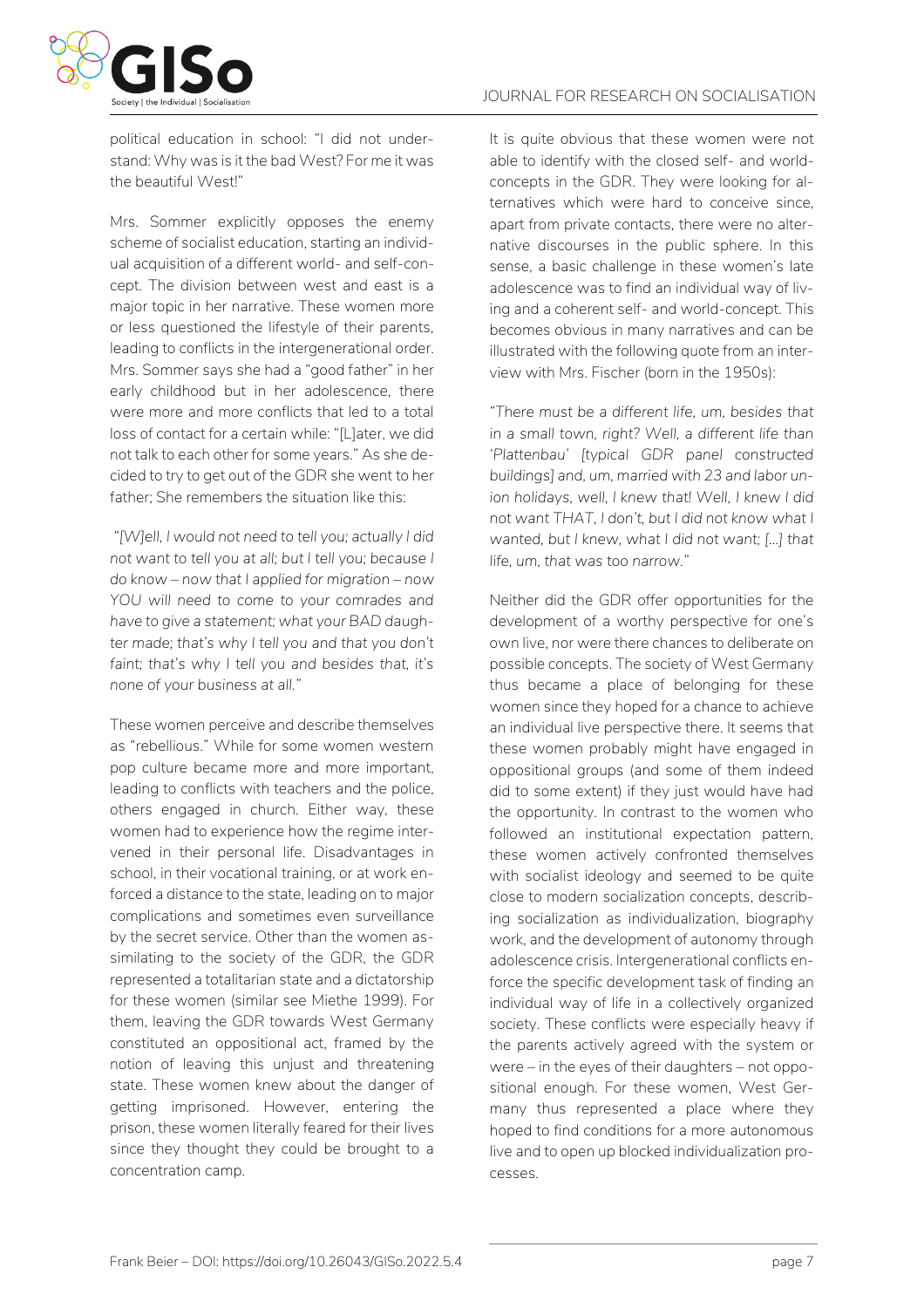political education in school: "I did not understand: Why was is it the bad West? For me it was the beautiful West!"

Mrs. Sommer explicitly opposes the enemy scheme of socialist education, starting an individual acquisition of a different world- and self-concept. The division between west and east is a major topic in her narrative. These women more or less questioned the lifestyle of their parents, leading to conflicts in the intergenerational order. Mrs. Sommer says she had a "good father" in her early childhood but in her adolescence, there were more and more conflicts that led to a total loss of contact for a certain while: "[L]ater, we did not talk to each other for some years." As she decided to try to get out of the GDR she went to her father; She remembers the situation like this:

"*[W]ell, I would not need to tell you; actually I did not want to tell you at all; but I tell you; because I do know – now that I applied for migration – now YOU will need to come to your comrades and have to give a statement; what your BAD daughter made; that's why I tell you and that you don't faint; that's why I tell you and besides that, it's none of your business at all.*"

These women perceive and describe themselves as "rebellious." While for some women western pop culture became more and more important, leading to conflicts with teachers and the police, others engaged in church. Either way, these women had to experience how the regime intervened in their personal life. Disadvantages in school, in their vocational training, or at work enforced a distance to the state, leading on to major complications and sometimes even surveillance by the secret service. Other than the women assimilating to the society of the GDR, the GDR represented a totalitarian state and a dictatorship for these women (similar see Miethe 1999). For them, leaving the GDR towards West Germany constituted an oppositional act, framed by the notion of leaving this unjust and threatening state. These women knew about the danger of getting imprisoned. However, entering the prison, these women literally feared for their lives since they thought they could be brought to a concentration camp.

It is quite obvious that these women were not able to identify with the closed self- and world-concepts in the GDR. They were looking for alternatives which were hard to conceive since, apart from private contacts, there were no alternative discourses in the public sphere. In this sense, a basic challenge in these women's late adolescence was to find an individual way of living and a coherent self- and world-concept. This becomes obvious in many narratives and can be illustrated with the following quote from an interview with Mrs. Fischer (born in the 1950s):

"*There must be a different life, um, besides that in a small town, right? Well, a different life than 'Plattenbau' [typical GDR panel constructed buildings] and, um, married with 23 and labor union holidays, well, I knew that! Well, I knew I did not want THAT, I don't, but I did not know what I wanted, but I knew, what I did not want; [...] that life, um, that was too narrow.*"

Neither did the GDR offer opportunities for the development of a worthy perspective for one's own live, nor were there chances to deliberate on possible concepts. The society of West Germany thus became a place of belonging for these women since they hoped for a chance to achieve an individual live perspective there. It seems that these women probably might have engaged in oppositional groups (and some of them indeed did to some extent) if they just would have had the opportunity. In contrast to the women who followed an institutional expectation pattern, these women actively confronted themselves with socialist ideology and seemed to be quite close to modern socialization concepts, describing socialization as individualization, biography work, and the development of autonomy through adolescence crisis. Intergenerational conflicts enforce the specific development task of finding an individual way of life in a collectively organized society. These conflicts were especially heavy if the parents actively agreed with the system or were – in the eyes of their daughters – not oppositional enough. For these women, West Germany thus represented a place where they hoped to find conditions for a more autonomous live and to open up blocked individualization processes.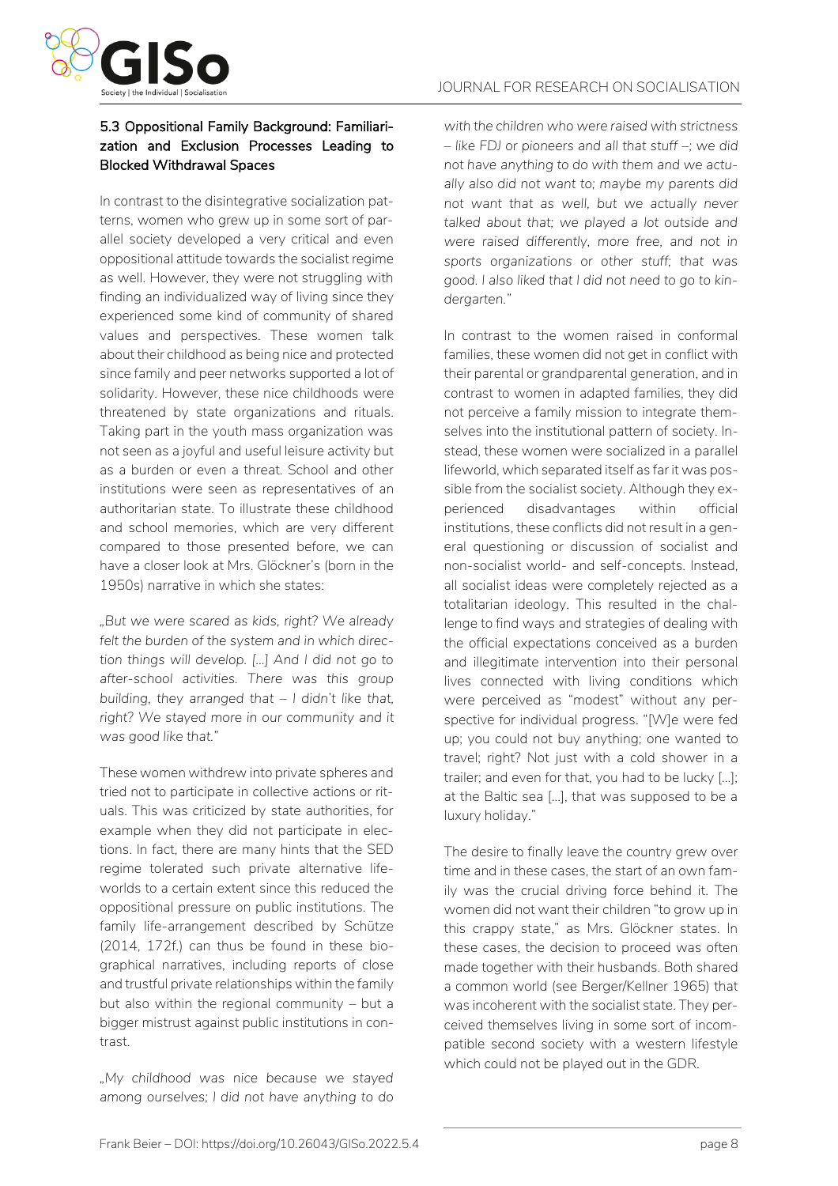### 5.3 Oppositional Family Background: Familiarization and Exclusion Processes Leading to Blocked Withdrawal Spaces

In contrast to the disintegrative socialization patterns, women who grew up in some sort of parallel society developed a very critical and even oppositional attitude towards the socialist regime as well. However, they were not struggling with finding an individualized way of living since they experienced some kind of community of shared values and perspectives. These women talk about their childhood as being nice and protected since family and peer networks supported a lot of solidarity. However, these nice childhoods were threatened by state organizations and rituals. Taking part in the youth mass organization was not seen as a joyful and useful leisure activity but as a burden or even a threat. School and other institutions were seen as representatives of an authoritarian state. To illustrate these childhood and school memories, which are very different compared to those presented before, we can have a closer look at Mrs. Glöckner's (born in the 1950s) narrative in which she states:

*„But we were scared as kids, right? We already felt the burden of the system and in which direction things will develop. [...] And I did not go to after-school activities. There was this group building, they arranged that – I didn't like that, right? We stayed more in our community and it was good like that."*

These women withdrew into private spheres and tried not to participate in collective actions or rituals. This was criticized by state authorities, for example when they did not participate in elections. In fact, there are many hints that the SED regime tolerated such private alternative lifeworlds to a certain extent since this reduced the oppositional pressure on public institutions. The family life-arrangement described by Schütze (2014, 172f.) can thus be found in these biographical narratives, including reports of close and trustful private relationships within the family but also within the regional community – but a bigger mistrust against public institutions in contrast.

*„My childhood was nice because we stayed among ourselves; I did not have anything to do with the children who were raised with strictness – like FDJ or pioneers and all that stuff –; we did not have anything to do with them and we actually also did not want to; maybe my parents did not want that as well, but we actually never talked about that; we played a lot outside and were raised differently, more free, and not in sports organizations or other stuff; that was good. I also liked that I did not need to go to kindergarten."*

In contrast to the women raised in conformal families, these women did not get in conflict with their parental or grandparental generation, and in contrast to women in adapted families, they did not perceive a family mission to integrate themselves into the institutional pattern of society. Instead, these women were socialized in a parallel lifeworld, which separated itself as far as it was possible from the socialist society. Although they experienced disadvantages within official institutions, these conflicts did not result in a general questioning or discussion of socialist and non-socialist world- and self-concepts. Instead, all socialist ideas were completely rejected as a totalitarian ideology. This resulted in the challenge to find ways and strategies of dealing with the official expectations conceived as a burden and illegitimate intervention into their personal lives connected with living conditions which were perceived as "modest" without any perspective for individual progress. "[W]e were fed up; you could not buy anything; one wanted to travel; right? Not just with a cold shower in a trailer; and even for that, you had to be lucky [...]; at the Baltic sea [...], that was supposed to be a luxury holiday."

The desire to finally leave the country grew over time and in these cases, the start of an own family was the crucial driving force behind it. The women did not want their children "to grow up in this crappy state," as Mrs. Glöckner states. In these cases, the decision to proceed was often made together with their husbands. Both shared a common world (see Berger/Kellner 1965) that was incoherent with the socialist state. They perceived themselves living in some sort of incompatible second society with a western lifestyle which could not be played out in the GDR.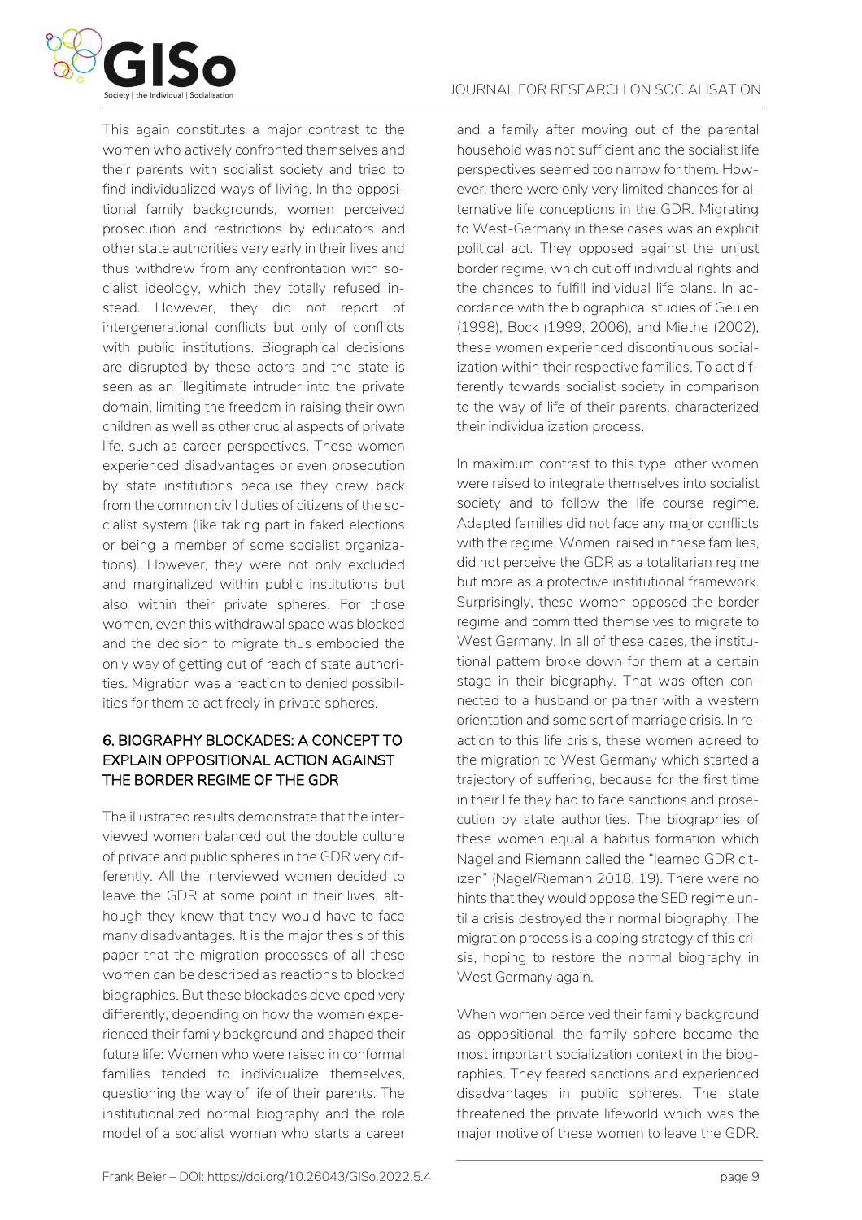This again constitutes a major contrast to the women who actively confronted themselves and their parents with socialist society and tried to find individualized ways of living. In the oppositional family backgrounds, women perceived prosecution and restrictions by educators and other state authorities very early in their lives and thus withdrew from any confrontation with socialist ideology, which they totally refused instead. However, they did not report of intergenerational conflicts but only of conflicts with public institutions. Biographical decisions are disrupted by these actors and the state is seen as an illegitimate intruder into the private domain, limiting the freedom in raising their own children as well as other crucial aspects of private life, such as career perspectives. These women experienced disadvantages or even prosecution by state institutions because they drew back from the common civil duties of citizens of the socialist system (like taking part in faked elections or being a member of some socialist organizations). However, they were not only excluded and marginalized within public institutions but also within their private spheres. For those women, even this withdrawal space was blocked and the decision to migrate thus embodied the only way of getting out of reach of state authorities. Migration was a reaction to denied possibilities for them to act freely in private spheres.

## 6. BIOGRAPHY BLOCKADES: A CONCEPT TO EXPLAIN OPPOSITIONAL ACTION AGAINST THE BORDER REGIME OF THE GDR

The illustrated results demonstrate that the interviewed women balanced out the double culture of private and public spheres in the GDR very differently. All the interviewed women decided to leave the GDR at some point in their lives, although they knew that they would have to face many disadvantages. It is the major thesis of this paper that the migration processes of all these women can be described as reactions to blocked biographies. But these blockades developed very differently, depending on how the women experienced their family background and shaped their future life: Women who were raised in conformal families tended to individualize themselves, questioning the way of life of their parents. The institutionalized normal biography and the role model of a socialist woman who starts a career and a family after moving out of the parental household was not sufficient and the socialist life perspectives seemed too narrow for them. However, there were only very limited chances for alternative life conceptions in the GDR. Migrating to West-Germany in these cases was an explicit political act. They opposed against the unjust border regime, which cut off individual rights and the chances to fulfill individual life plans. In accordance with the biographical studies of Geulen (1998), Bock (1999, 2006), and Miethe (2002), these women experienced discontinuous socialization within their respective families. To act differently towards socialist society in comparison to the way of life of their parents, characterized their individualization process.

In maximum contrast to this type, other women were raised to integrate themselves into socialist society and to follow the life course regime. Adapted families did not face any major conflicts with the regime. Women, raised in these families, did not perceive the GDR as a totalitarian regime but more as a protective institutional framework. Surprisingly, these women opposed the border regime and committed themselves to migrate to West Germany. In all of these cases, the institutional pattern broke down for them at a certain stage in their biography. That was often connected to a husband or partner with a western orientation and some sort of marriage crisis. In reaction to this life crisis, these women agreed to the migration to West Germany which started a trajectory of suffering, because for the first time in their life they had to face sanctions and prosecution by state authorities. The biographies of these women equal a habitus formation which Nagel and Riemann called the "learned GDR citizen" (Nagel/Riemann 2018, 19). There were no hints that they would oppose the SED regime until a crisis destroyed their normal biography. The migration process is a coping strategy of this crisis, hoping to restore the normal biography in West Germany again.

When women perceived their family background as oppositional, the family sphere became the most important socialization context in the biographies. They feared sanctions and experienced disadvantages in public spheres. The state threatened the private lifeworld which was the major motive of these women to leave the GDR.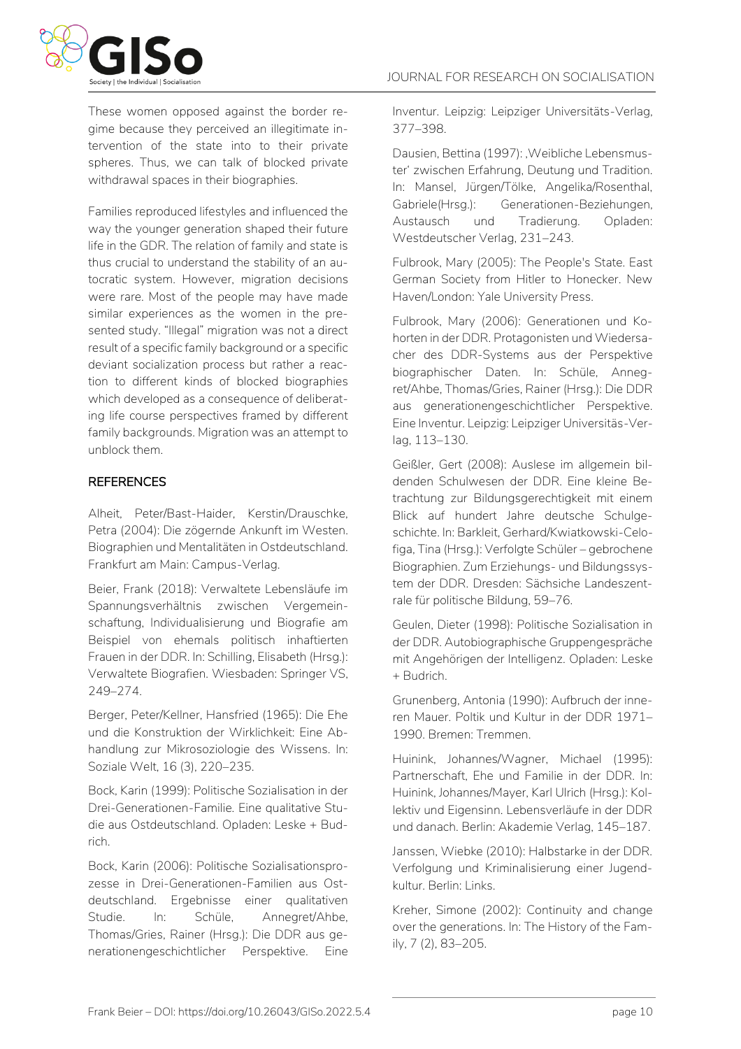These women opposed against the border regime because they perceived an illegitimate intervention of the state into to their private spheres. Thus, we can talk of blocked private withdrawal spaces in their biographies.

Families reproduced lifestyles and influenced the way the younger generation shaped their future life in the GDR. The relation of family and state is thus crucial to understand the stability of an autocratic system. However, migration decisions were rare. Most of the people may have made similar experiences as the women in the presented study. "Illegal" migration was not a direct result of a specific family background or a specific deviant socialization process but rather a reaction to different kinds of blocked biographies which developed as a consequence of deliberating life course perspectives framed by different family backgrounds. Migration was an attempt to unblock them.

## REFERENCES

Alheit, Peter/Bast-Haider, Kerstin/Drauschke, Petra (2004): Die zögernde Ankunft im Westen. Biographien und Mentalitäten in Ostdeutschland. Frankfurt am Main: Campus-Verlag.

Beier, Frank (2018): Verwaltete Lebensläufe im Spannungsverhältnis zwischen Vergemeinschaftung, Individualisierung und Biografie am Beispiel von ehemals politisch inhaftierten Frauen in der DDR. In: Schilling, Elisabeth (Hrsg.): Verwaltete Biografien. Wiesbaden: Springer VS, 249–274.

Berger, Peter/Kellner, Hansfried (1965): Die Ehe und die Konstruktion der Wirklichkeit: Eine Abhandlung zur Mikrosoziologie des Wissens. In: Soziale Welt, 16 (3), 220–235.

Bock, Karin (1999): Politische Sozialisation in der Drei-Generationen-Familie. Eine qualitative Studie aus Ostdeutschland. Opladen: Leske + Budrich.

Bock, Karin (2006): Politische Sozialisationsprozesse in Drei-Generationen-Familien aus Ostdeutschland. Ergebnisse einer qualitativen Studie. In: Schüle, Annegret/Ahbe, Thomas/Gries, Rainer (Hrsg.): Die DDR aus generationengeschichtlicher Perspektive. Eine Inventur. Leipzig: Leipziger Universitäts-Verlag, 377–398.

Dausien, Bettina (1997): ‚Weibliche Lebensmuster' zwischen Erfahrung, Deutung und Tradition. In: Mansel, Jürgen/Tölke, Angelika/Rosenthal, Gabriele(Hrsg.): Generationen-Beziehungen, Austausch und Tradierung. Opladen: Westdeutscher Verlag, 231–243.

Fulbrook, Mary (2005): The People's State. East German Society from Hitler to Honecker. New Haven/London: Yale University Press.

Fulbrook, Mary (2006): Generationen und Kohorten in der DDR. Protagonisten und Widersacher des DDR-Systems aus der Perspektive biographischer Daten. In: Schüle, Annegret/Ahbe, Thomas/Gries, Rainer (Hrsg.): Die DDR aus generationengeschichtlicher Perspektive. Eine Inventur. Leipzig: Leipziger Universitäs-Verlag, 113–130.

Geißler, Gert (2008): Auslese im allgemein bildenden Schulwesen der DDR. Eine kleine Betrachtung zur Bildungsgerechtigkeit mit einem Blick auf hundert Jahre deutsche Schulgeschichte. In: Barkleit, Gerhard/Kwiatkowski-Celofiga, Tina (Hrsg.): Verfolgte Schüler – gebrochene Biographien. Zum Erziehungs- und Bildungssystem der DDR. Dresden: Sächsiche Landeszentrale für politische Bildung, 59–76.

Geulen, Dieter (1998): Politische Sozialisation in der DDR. Autobiographische Gruppengespräche mit Angehörigen der Intelligenz. Opladen: Leske + Budrich.

Grunenberg, Antonia (1990): Aufbruch der inneren Mauer. Poltik und Kultur in der DDR 1971–1990. Bremen: Tremmen.

Huinink, Johannes/Wagner, Michael (1995): Partnerschaft, Ehe und Familie in der DDR. In: Huinink, Johannes/Mayer, Karl Ulrich (Hrsg.): Kollektiv und Eigensinn. Lebensverläufe in der DDR und danach. Berlin: Akademie Verlag, 145–187.

Janssen, Wiebke (2010): Halbstarke in der DDR. Verfolgung und Kriminalisierung einer Jugendkultur. Berlin: Links.

Kreher, Simone (2002): Continuity and change over the generations. In: The History of the Family, 7 (2), 83–205.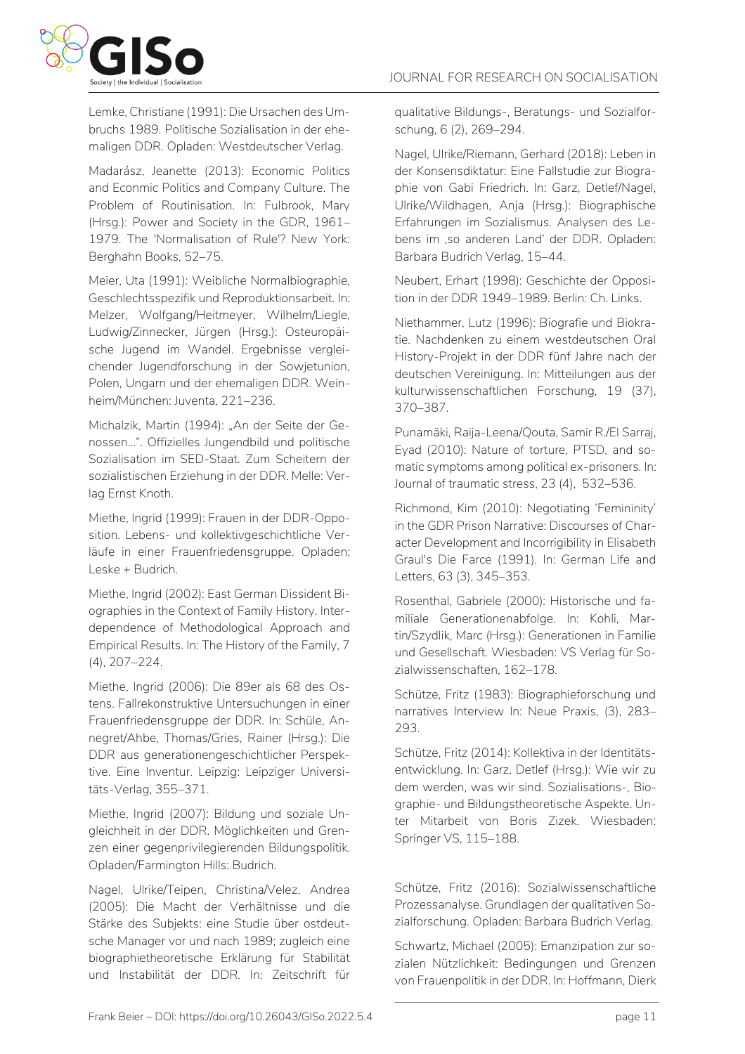Lemke, Christiane (1991): Die Ursachen des Umbruchs 1989. Politische Sozialisation in der ehemaligen DDR. Opladen: Westdeutscher Verlag.

Madarász, Jeanette (2013): Economic Politics and Econmic Politics and Company Culture. The Problem of Routinisation. In: Fulbrook, Mary (Hrsg.): Power and Society in the GDR, 1961–1979. The 'Normalisation of Rule'? New York: Berghahn Books, 52–75.

Meier, Uta (1991): Weibliche Normalbiographie, Geschlechtsspezifik und Reproduktionsarbeit. In: Melzer, Wolfgang/Heitmeyer, Wilhelm/Liegle, Ludwig/Zinnecker, Jürgen (Hrsg.): Osteuropäische Jugend im Wandel. Ergebnisse vergleichender Jugendforschung in der Sowjetunion, Polen, Ungarn und der ehemaligen DDR. Weinheim/München: Juventa, 221–236.

Michalzik, Martin (1994): „An der Seite der Genossen…". Offizielles Jungendbild und politische Sozialisation im SED-Staat. Zum Scheitern der sozialistischen Erziehung in der DDR. Melle: Verlag Ernst Knoth.

Miethe, Ingrid (1999): Frauen in der DDR-Opposition. Lebens- und kollektivgeschichtliche Verläufe in einer Frauenfriedensgruppe. Opladen: Leske + Budrich.

Miethe, Ingrid (2002): East German Dissident Biographies in the Context of Family History. Interdependence of Methodological Approach and Empirical Results. In: The History of the Family, 7 (4), 207–224.

Miethe, Ingrid (2006): Die 89er als 68 des Ostens. Fallrekonstruktive Untersuchungen in einer Frauenfriedensgruppe der DDR. In: Schüle, Annegret/Ahbe, Thomas/Gries, Rainer (Hrsg.): Die DDR aus generationengeschichtlicher Perspektive. Eine Inventur. Leipzig: Leipziger Universitäts-Verlag, 355–371.

Miethe, Ingrid (2007): Bildung und soziale Ungleichheit in der DDR. Möglichkeiten und Grenzen einer gegenprivilegierenden Bildungspolitik. Opladen/Farmington Hills: Budrich.

Nagel, Ulrike/Teipen, Christina/Velez, Andrea (2005): Die Macht der Verhältnisse und die Stärke des Subjekts: eine Studie über ostdeutsche Manager vor und nach 1989; zugleich eine biographietheoretische Erklärung für Stabilität und Instabilität der DDR. In: Zeitschrift für qualitative Bildungs-, Beratungs- und Sozialforschung, 6 (2), 269–294.

Nagel, Ulrike/Riemann, Gerhard (2018): Leben in der Konsensdiktatur: Eine Fallstudie zur Biographie von Gabi Friedrich. In: Garz, Detlef/Nagel, Ulrike/Wildhagen, Anja (Hrsg.): Biographische Erfahrungen im Sozialismus. Analysen des Lebens im ‚so anderen Land' der DDR. Opladen: Barbara Budrich Verlag, 15–44.

Neubert, Erhart (1998): Geschichte der Opposition in der DDR 1949–1989. Berlin: Ch. Links.

Niethammer, Lutz (1996): Biografie und Biokratie. Nachdenken zu einem westdeutschen Oral History-Projekt in der DDR fünf Jahre nach der deutschen Vereinigung. In: Mitteilungen aus der kulturwissenschaftlichen Forschung, 19 (37), 370–387.

Punamäki, Raija-Leena/Qouta, Samir R./El Sarraj, Eyad (2010): Nature of torture, PTSD, and somatic symptoms among political ex-prisoners. In: Journal of traumatic stress, 23 (4), 532–536.

Richmond, Kim (2010): Negotiating 'Femininity' in the GDR Prison Narrative: Discourses of Character Development and Incorrigibility in Elisabeth Graul's Die Farce (1991). In: German Life and Letters, 63 (3), 345–353.

Rosenthal, Gabriele (2000): Historische und familiale Generationenabfolge. In: Kohli, Martin/Szydlik, Marc (Hrsg.): Generationen in Familie und Gesellschaft. Wiesbaden: VS Verlag für Sozialwissenschaften, 162–178.

Schütze, Fritz (1983): Biographieforschung und narratives Interview In: Neue Praxis, (3), 283–293.

Schütze, Fritz (2014): Kollektiva in der Identitätsentwicklung. In: Garz, Detlef (Hrsg.): Wie wir zu dem werden, was wir sind. Sozialisations-, Biographie- und Bildungstheoretische Aspekte. Unter Mitarbeit von Boris Zizek. Wiesbaden: Springer VS, 115–188.

Schütze, Fritz (2016): Sozialwissenschaftliche Prozessanalyse. Grundlagen der qualitativen Sozialforschung. Opladen: Barbara Budrich Verlag.

Schwartz, Michael (2005): Emanzipation zur sozialen Nützlichkeit: Bedingungen und Grenzen von Frauenpolitik in der DDR. In: Hoffmann, Dierk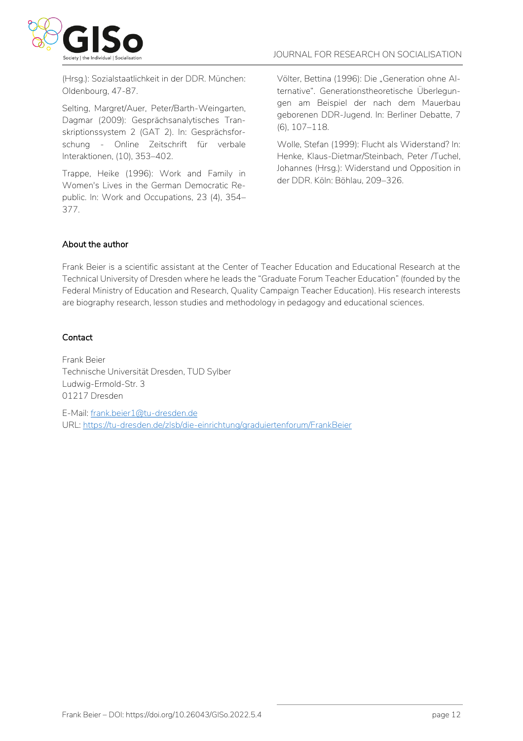(Hrsg.): Sozialstaatlichkeit in der DDR. München: Oldenbourg, 47-87.

Selting, Margret/Auer, Peter/Barth-Weingarten, Dagmar (2009): Gesprächsanalytisches Transkriptionssystem 2 (GAT 2). In: Gesprächsforschung - Online Zeitschrift für verbale Interaktionen, (10), 353–402.

Trappe, Heike (1996): Work and Family in Women's Lives in the German Democratic Republic. In: Work and Occupations, 23 (4), 354–377.

Völter, Bettina (1996): Die „Generation ohne Alternative". Generationstheoretische Überlegungen am Beispiel der nach dem Mauerbau geborenen DDR-Jugend. In: Berliner Debatte, 7 (6), 107–118.

Wolle, Stefan (1999): Flucht als Widerstand? In: Henke, Klaus-Dietmar/Steinbach, Peter /Tuchel, Johannes (Hrsg.): Widerstand und Opposition in der DDR. Köln: Böhlau, 209–326.

## About the author

Frank Beier is a scientific assistant at the Center of Teacher Education and Educational Research at the Technical University of Dresden where he leads the "Graduate Forum Teacher Education" (founded by the Federal Ministry of Education and Research, Quality Campaign Teacher Education). His research interests are biography research, lesson studies and methodology in pedagogy and educational sciences.

## Contact

Frank Beier
Technische Universität Dresden, TUD Sylber
Ludwig-Ermold-Str. 3
01217 Dresden

E-Mail: frank.beier1@tu-dresden.de
URL: https://tu-dresden.de/zlsb/die-einrichtung/graduiertenforum/FrankBeier